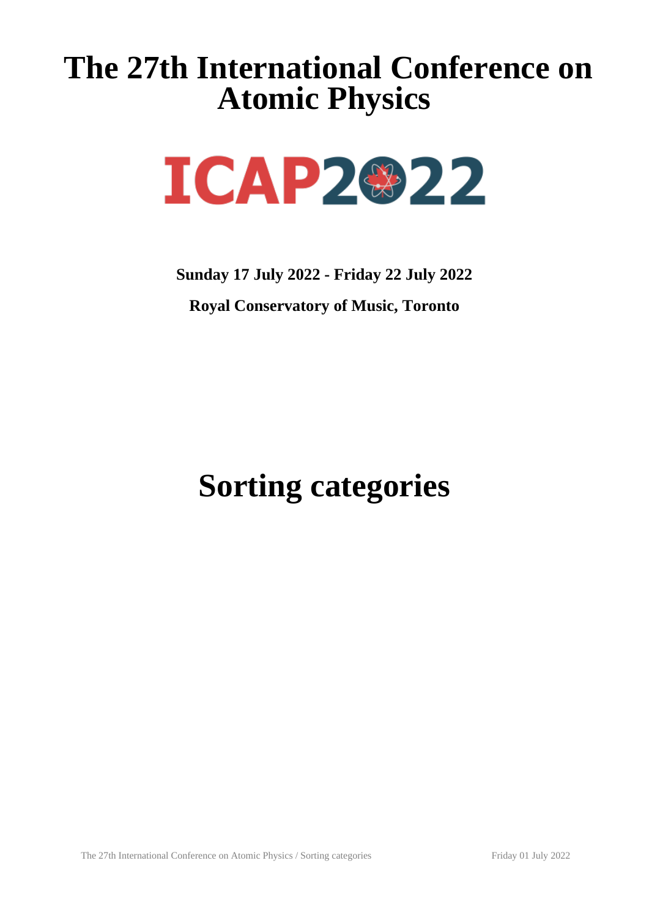# The 27th International Conference on Atomic Physics

ICAP2022

**Sunday 17 July 2022 - Friday 22 July 2022**

**Royal Conservatory of Music, Toronto**

# Sorting categories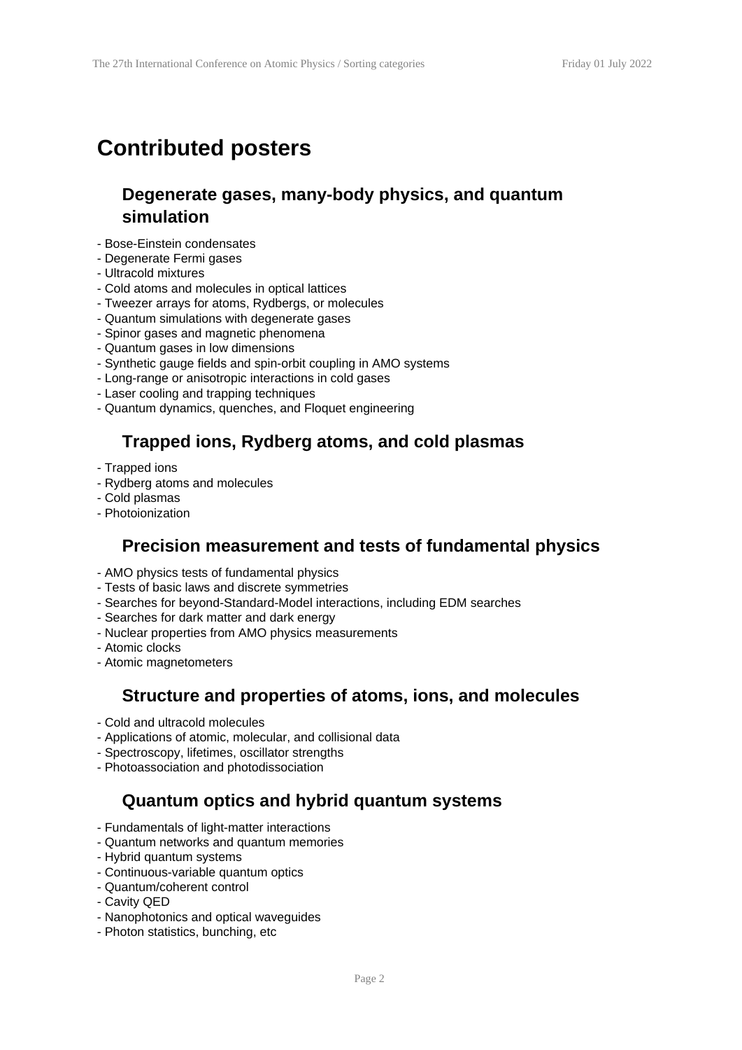# Contributed posters

## Degenerate gases, many-body physics, and quantum simulation

- Bose-Einstein condensates
- Degenerate Fermi gases
- Ultracold mixtures
- Cold atoms and molecules in optical lattices
- Tweezer arrays for atoms, Rydbergs, or molecules
- Quantum simulations with degenerate gases
- Spinor gases and magnetic phenomena
- Quantum gases in low dimensions
- Synthetic gauge fields and spin-orbit coupling in AMO systems
- Long-range or anisotropic interactions in cold gases
- Laser cooling and trapping techniques
- Quantum dynamics, quenches, and Floquet engineering

## Trapped ions, Rydberg atoms, and cold plasmas

- Trapped ions
- Rydberg atoms and molecules
- Cold plasmas
- Photoionization

## Precision measurement and tests of fundamental physics

- AMO physics tests of fundamental physics
- Tests of basic laws and discrete symmetries
- Searches for beyond-Standard-Model interactions, including EDM searches
- Searches for dark matter and dark energy
- Nuclear properties from AMO physics measurements
- Atomic clocks
- Atomic magnetometers

## Structure and properties of atoms, ions, and molecules

- Cold and ultracold molecules
- Applications of atomic, molecular, and collisional data
- Spectroscopy, lifetimes, oscillator strengths
- Photoassociation and photodissociation

## Quantum optics and hybrid quantum systems

- Fundamentals of light-matter interactions
- Quantum networks and quantum memories
- Hybrid quantum systems
- Continuous-variable quantum optics
- Quantum/coherent control
- Cavity QED
- Nanophotonics and optical waveguides
- Photon statistics, bunching, etc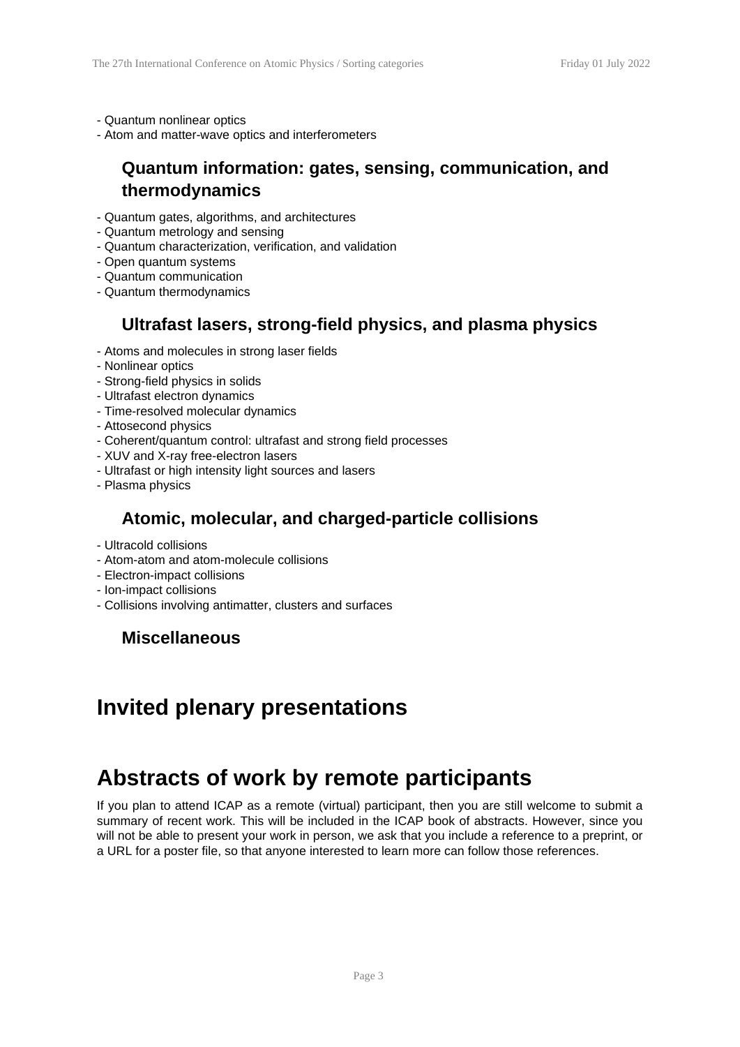- Quantum nonlinear optics
- Atom and matter-wave optics and interferometers

### Quantum information: gates, sensing, communication, and thermodynamics

- Quantum gates, algorithms, and architectures
- Quantum metrology and sensing
- Quantum characterization, verification, and validation
- Open quantum systems
- Quantum communication
- Quantum thermodynamics

### Ultrafast lasers, strong-field physics, and plasma physics

- Atoms and molecules in strong laser fields
- Nonlinear optics
- Strong-field physics in solids
- Ultrafast electron dynamics
- Time-resolved molecular dynamics
- Attosecond physics
- Coherent/quantum control: ultrafast and strong field processes
- XUV and X-ray free-electron lasers
- Ultrafast or high intensity light sources and lasers
- Plasma physics

### Atomic, molecular, and charged-particle collisions

- Ultracold collisions
- Atom-atom and atom-molecule collisions
- Electron-impact collisions
- Ion-impact collisions
- Collisions involving antimatter, clusters and surfaces

### Miscellaneous

## Invited plenary presentations

## Abstracts of work by remote participants

If you plan to attend ICAP as a remote (virtual) participant, then you are still welcome to submit a summary of recent work. This will be included in the ICAP book of abstracts. However, since you will not be able to present your work in person, we ask that you include a reference to a preprint, or a URL for a poster file, so that anyone interested to learn more can follow those references.